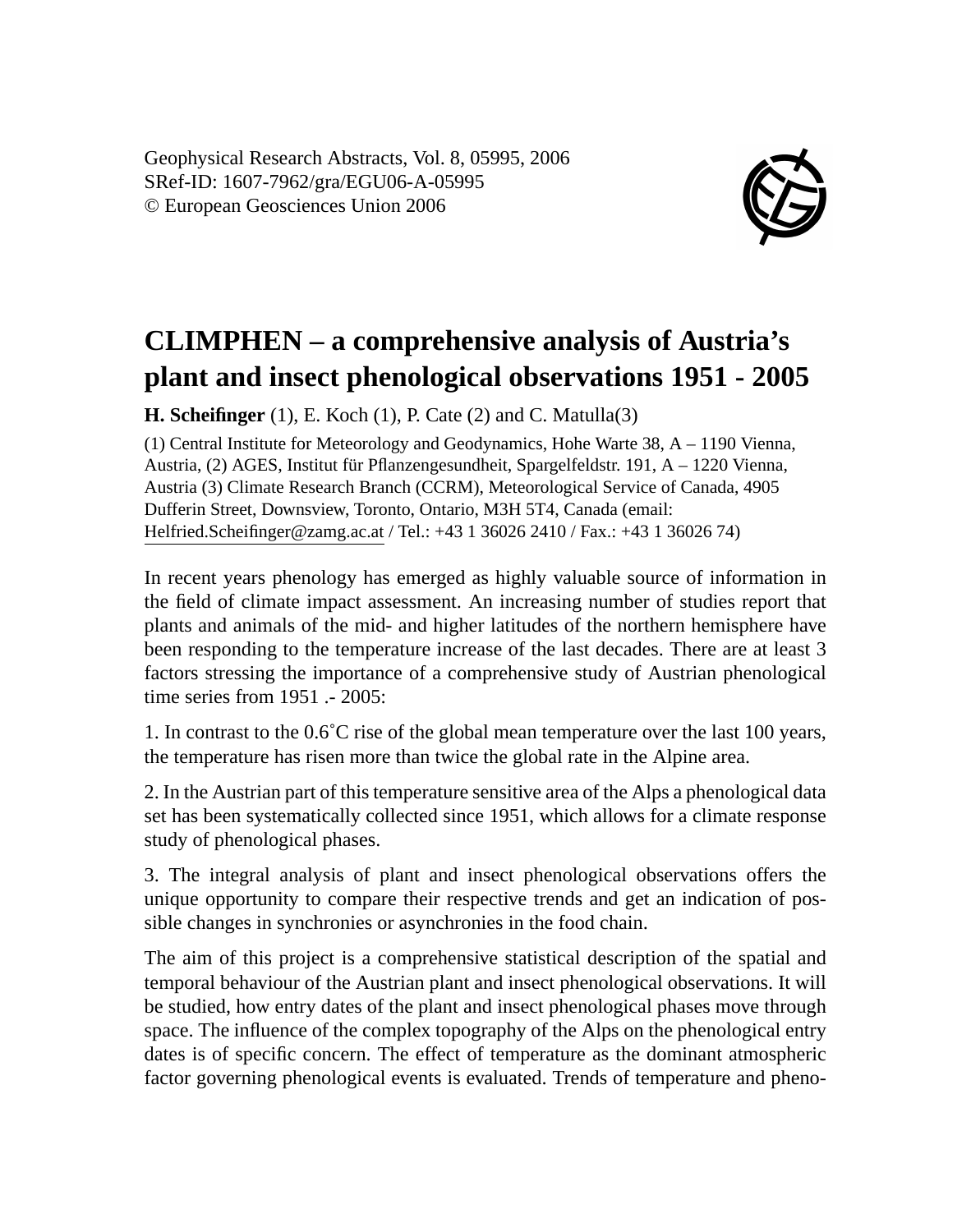Geophysical Research Abstracts, Vol. 8, 05995, 2006
SRef-ID: 1607-7962/gra/EGU06-A-05995
© European Geosciences Union 2006

# CLIMPHEN – a comprehensive analysis of Austria's plant and insect phenological observations 1951 - 2005

**H. Scheifinger** (1), E. Koch (1), P. Cate (2) and C. Matulla(3)

(1) Central Institute for Meteorology and Geodynamics, Hohe Warte 38, A – 1190 Vienna, Austria, (2) AGES, Institut für Pflanzengesundheit, Spargelfeldstr. 191, A – 1220 Vienna, Austria (3) Climate Research Branch (CCRM), Meteorological Service of Canada, 4905 Dufferin Street, Downsview, Toronto, Ontario, M3H 5T4, Canada (email: Helfried.Scheifinger@zamg.ac.at / Tel.: +43 1 36026 2410 / Fax.: +43 1 36026 74)

In recent years phenology has emerged as highly valuable source of information in the field of climate impact assessment. An increasing number of studies report that plants and animals of the mid- and higher latitudes of the northern hemisphere have been responding to the temperature increase of the last decades. There are at least 3 factors stressing the importance of a comprehensive study of Austrian phenological time series from 1951 .- 2005:

1. In contrast to the 0.6˚C rise of the global mean temperature over the last 100 years, the temperature has risen more than twice the global rate in the Alpine area.

2. In the Austrian part of this temperature sensitive area of the Alps a phenological data set has been systematically collected since 1951, which allows for a climate response study of phenological phases.

3. The integral analysis of plant and insect phenological observations offers the unique opportunity to compare their respective trends and get an indication of possible changes in synchronies or asynchronies in the food chain.

The aim of this project is a comprehensive statistical description of the spatial and temporal behaviour of the Austrian plant and insect phenological observations. It will be studied, how entry dates of the plant and insect phenological phases move through space. The influence of the complex topography of the Alps on the phenological entry dates is of specific concern. The effect of temperature as the dominant atmospheric factor governing phenological events is evaluated. Trends of temperature and pheno-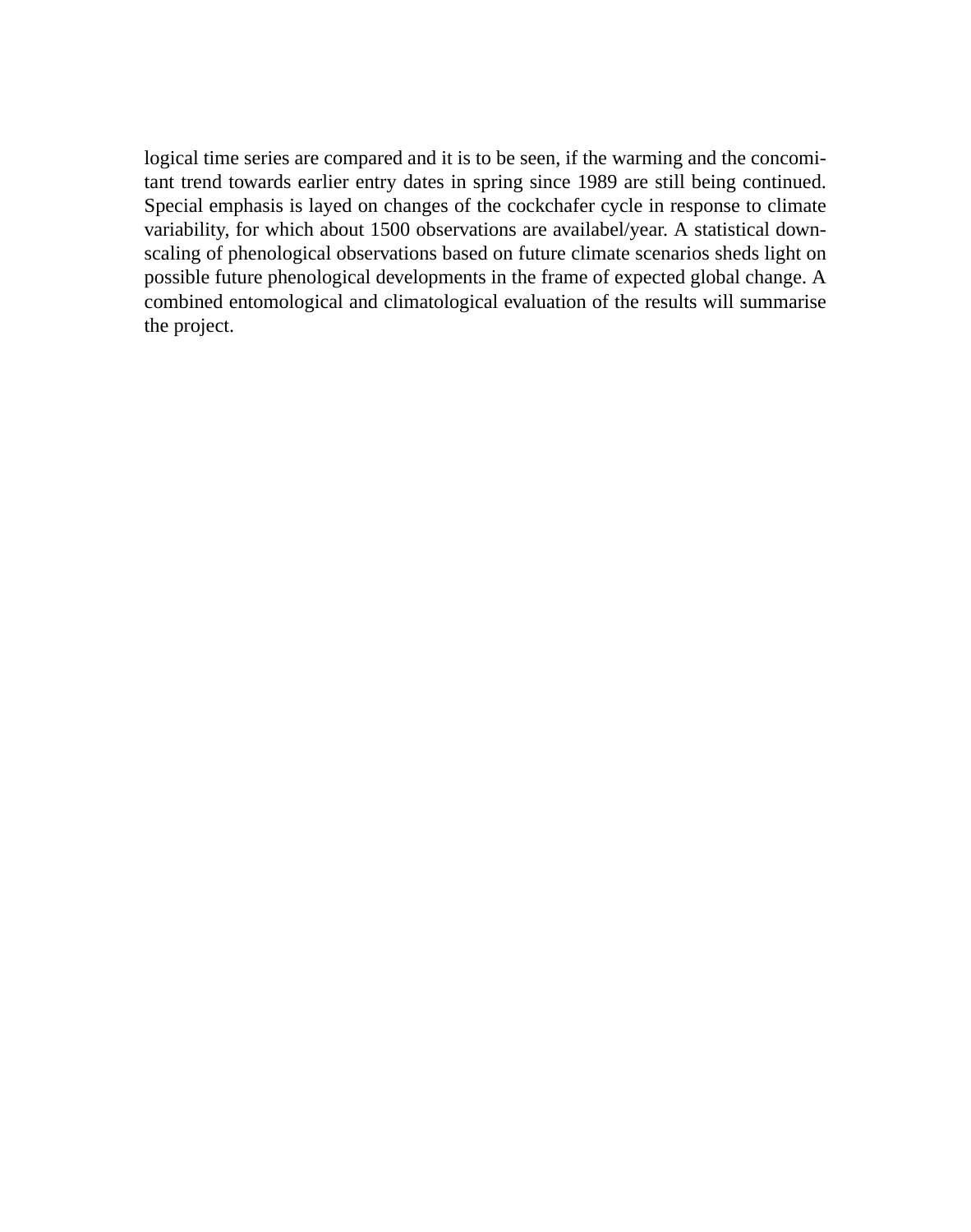logical time series are compared and it is to be seen, if the warming and the concomitant trend towards earlier entry dates in spring since 1989 are still being continued. Special emphasis is layed on changes of the cockchafer cycle in response to climate variability, for which about 1500 observations are availabel/year. A statistical downscaling of phenological observations based on future climate scenarios sheds light on possible future phenological developments in the frame of expected global change. A combined entomological and climatological evaluation of the results will summarise the project.